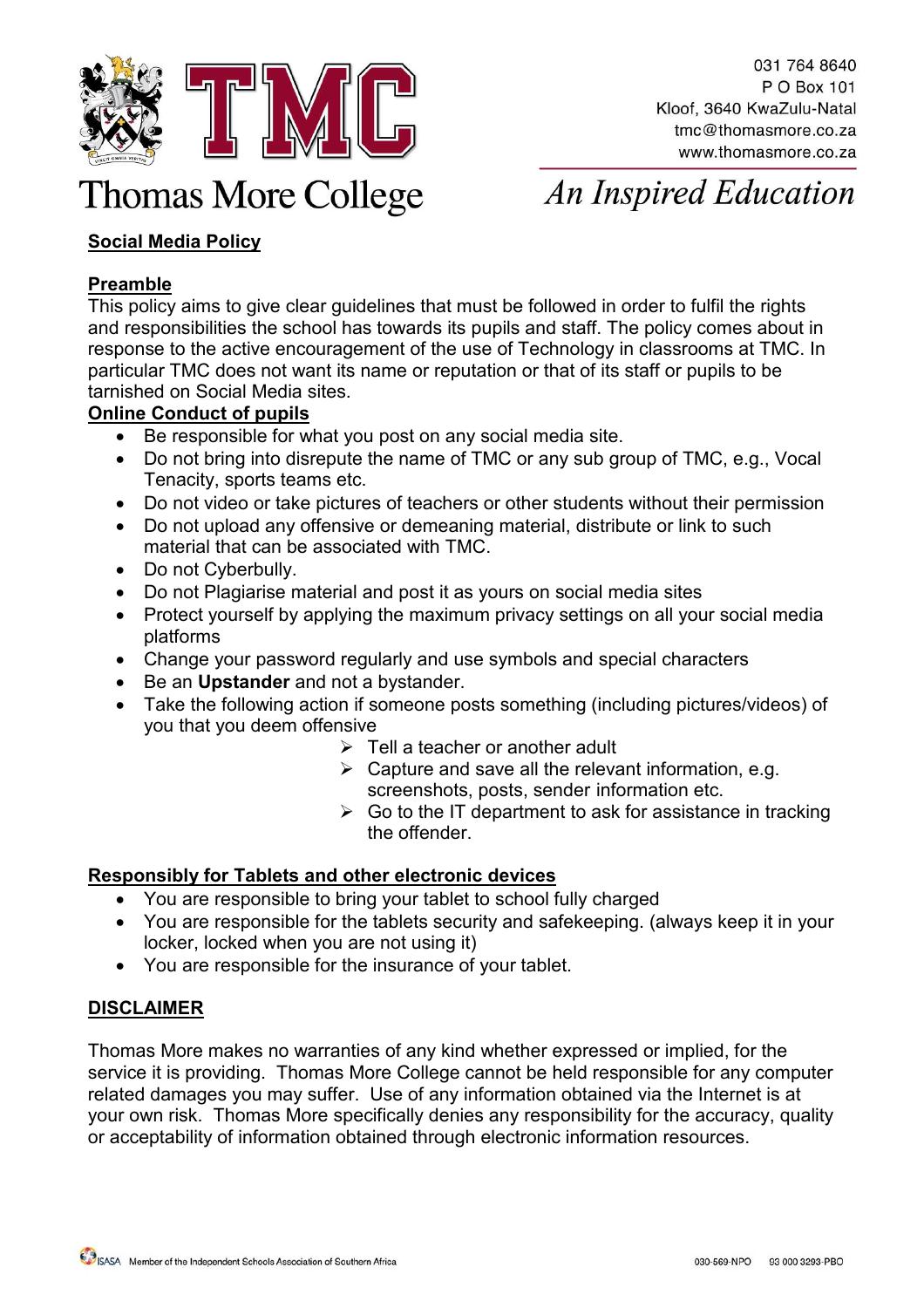# Thomas More College

031 764 8640
P O Box 101
Kloof, 3640 KwaZulu-Natal
tmc@thomasmore.co.za
www.thomasmore.co.za

*An Inspired Education*

## Social Media Policy

### Preamble

This policy aims to give clear guidelines that must be followed in order to fulfil the rights and responsibilities the school has towards its pupils and staff. The policy comes about in response to the active encouragement of the use of Technology in classrooms at TMC. In particular TMC does not want its name or reputation or that of its staff or pupils to be tarnished on Social Media sites.

### Online Conduct of pupils

- Be responsible for what you post on any social media site.
- Do not bring into disrepute the name of TMC or any sub group of TMC, e.g., Vocal Tenacity, sports teams etc.
- Do not video or take pictures of teachers or other students without their permission
- Do not upload any offensive or demeaning material, distribute or link to such material that can be associated with TMC.
- Do not Cyberbully.
- Do not Plagiarise material and post it as yours on social media sites
- Protect yourself by applying the maximum privacy settings on all your social media platforms
- Change your password regularly and use symbols and special characters
- Be an **Upstander** and not a bystander.
- Take the following action if someone posts something (including pictures/videos) of you that you deem offensive
  - Tell a teacher or another adult
  - Capture and save all the relevant information, e.g. screenshots, posts, sender information etc.
  - Go to the IT department to ask for assistance in tracking the offender.

### Responsibly for Tablets and other electronic devices

- You are responsible to bring your tablet to school fully charged
- You are responsible for the tablets security and safekeeping. (always keep it in your locker, locked when you are not using it)
- You are responsible for the insurance of your tablet.

### DISCLAIMER

Thomas More makes no warranties of any kind whether expressed or implied, for the service it is providing. Thomas More College cannot be held responsible for any computer related damages you may suffer. Use of any information obtained via the Internet is at your own risk. Thomas More specifically denies any responsibility for the accuracy, quality or acceptability of information obtained through electronic information resources.